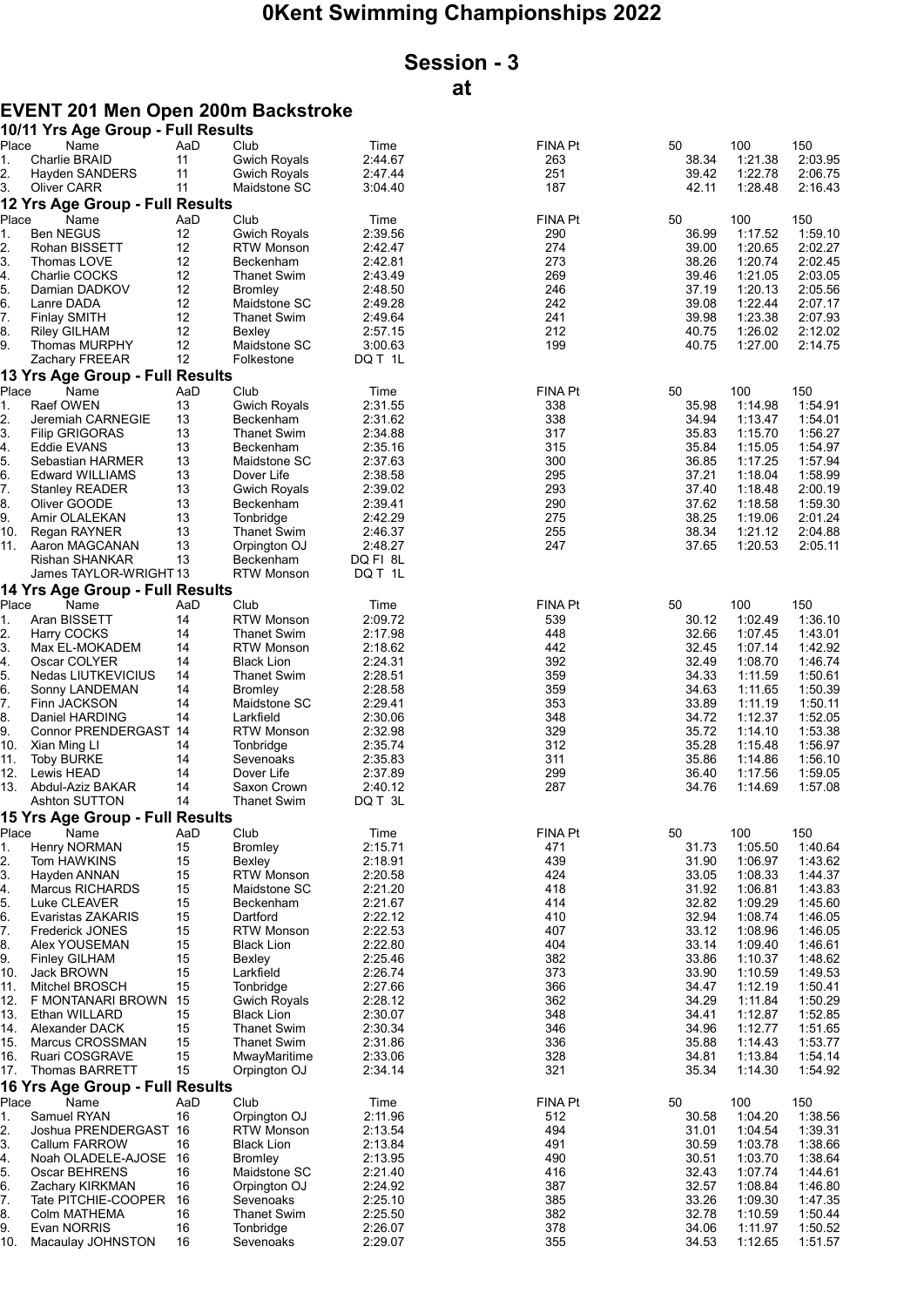# 0Kent Swimming Championships 2022

## Session - 3

## at

## EVENT 201 Men Open 200m Backstroke

### 10/11 Yrs Age Group - Full Results

| Place | Name | AaD | Club | Time | FINA Pt | 50 | 100 | 150 |
|---|---|---|---|---|---|---|---|---|
| 1. | Charlie BRAID | 11 | Gwich Royals | 2:44.67 | 263 | 38.34 | 1:21.38 | 2:03.95 |
| 2. | Hayden SANDERS | 11 | Gwich Royals | 2:47.44 | 251 | 39.42 | 1:22.78 | 2:06.75 |
| 3. | Oliver CARR | 11 | Maidstone SC | 3:04.40 | 187 | 42.11 | 1:28.48 | 2:16.43 |

### 12 Yrs Age Group - Full Results

| Place | Name | AaD | Club | Time | FINA Pt | 50 | 100 | 150 |
|---|---|---|---|---|---|---|---|---|
| 1. | Ben NEGUS | 12 | Gwich Royals | 2:39.56 | 290 | 36.99 | 1:17.52 | 1:59.10 |
| 2. | Rohan BISSETT | 12 | RTW Monson | 2:42.47 | 274 | 39.00 | 1:20.65 | 2:02.27 |
| 3. | Thomas LOVE | 12 | Beckenham | 2:42.81 | 273 | 38.26 | 1:20.74 | 2:02.45 |
| 4. | Charlie COCKS | 12 | Thanet Swim | 2:43.49 | 269 | 39.46 | 1:21.05 | 2:03.05 |
| 5. | Damian DADKOV | 12 | Bromley | 2:48.50 | 246 | 37.19 | 1:20.13 | 2:05.56 |
| 6. | Lanre DADA | 12 | Maidstone SC | 2:49.28 | 242 | 39.08 | 1:22.44 | 2:07.17 |
| 7. | Finlay SMITH | 12 | Thanet Swim | 2:49.64 | 241 | 39.98 | 1:23.38 | 2:07.93 |
| 8. | Riley GILHAM | 12 | Bexley | 2:57.15 | 212 | 40.75 | 1:26.02 | 2:12.02 |
| 9. | Thomas MURPHY | 12 | Maidstone SC | 3:00.63 | 199 | 40.75 | 1:27.00 | 2:14.75 |
| | Zachary FREEAR | 12 | Folkestone | DQ T 1L | | | | |

### 13 Yrs Age Group - Full Results

| Place | Name | AaD | Club | Time | FINA Pt | 50 | 100 | 150 |
|---|---|---|---|---|---|---|---|---|
| 1. | Raef OWEN | 13 | Gwich Royals | 2:31.55 | 338 | 35.98 | 1:14.98 | 1:54.91 |
| 2. | Jeremiah CARNEGIE | 13 | Beckenham | 2:31.62 | 338 | 34.94 | 1:13.47 | 1:54.01 |
| 3. | Filip GRIGORAS | 13 | Thanet Swim | 2:34.88 | 317 | 35.83 | 1:15.70 | 1:56.27 |
| 4. | Eddie EVANS | 13 | Beckenham | 2:35.16 | 315 | 35.84 | 1:15.05 | 1:54.97 |
| 5. | Sebastian HARMER | 13 | Maidstone SC | 2:37.63 | 300 | 36.85 | 1:17.25 | 1:57.94 |
| 6. | Edward WILLIAMS | 13 | Dover Life | 2:38.58 | 295 | 37.21 | 1:18.04 | 1:58.99 |
| 7. | Stanley READER | 13 | Gwich Royals | 2:39.02 | 293 | 37.40 | 1:18.48 | 2:00.19 |
| 8. | Oliver GOODE | 13 | Beckenham | 2:39.41 | 290 | 37.62 | 1:18.58 | 1:59.30 |
| 9. | Amir OLALEKAN | 13 | Tonbridge | 2:42.29 | 275 | 38.25 | 1:19.06 | 2:01.24 |
| 10. | Regan RAYNER | 13 | Thanet Swim | 2:46.37 | 255 | 38.34 | 1:21.12 | 2:04.88 |
| 11. | Aaron MAGCANAN | 13 | Orpington OJ | 2:48.27 | 247 | 37.65 | 1:20.53 | 2:05.11 |
| | Rishan SHANKAR | 13 | Beckenham | DQ FI 8L | | | | |
| | James TAYLOR-WRIGHT | 13 | RTW Monson | DQ T 1L | | | | |

### 14 Yrs Age Group - Full Results

| Place | Name | AaD | Club | Time | FINA Pt | 50 | 100 | 150 |
|---|---|---|---|---|---|---|---|---|
| 1. | Aran BISSETT | 14 | RTW Monson | 2:09.72 | 539 | 30.12 | 1:02.49 | 1:36.10 |
| 2. | Harry COCKS | 14 | Thanet Swim | 2:17.98 | 448 | 32.66 | 1:07.45 | 1:43.01 |
| 3. | Max EL-MOKADEM | 14 | RTW Monson | 2:18.62 | 442 | 32.45 | 1:07.14 | 1:42.92 |
| 4. | Oscar COLYER | 14 | Black Lion | 2:24.31 | 392 | 32.49 | 1:08.70 | 1:46.74 |
| 5. | Nedas LIUTKEVICIUS | 14 | Thanet Swim | 2:28.51 | 359 | 34.33 | 1:11.59 | 1:50.61 |
| 6. | Sonny LANDEMAN | 14 | Bromley | 2:28.58 | 359 | 34.63 | 1:11.65 | 1:50.39 |
| 7. | Finn JACKSON | 14 | Maidstone SC | 2:29.41 | 353 | 33.89 | 1:11.19 | 1:50.11 |
| 8. | Daniel HARDING | 14 | Larkfield | 2:30.06 | 348 | 34.72 | 1:12.37 | 1:52.05 |
| 9. | Connor PRENDERGAST | 14 | RTW Monson | 2:32.98 | 329 | 35.72 | 1:14.10 | 1:53.38 |
| 10. | Xian Ming LI | 14 | Tonbridge | 2:35.74 | 312 | 35.28 | 1:15.48 | 1:56.97 |
| 11. | Toby BURKE | 14 | Sevenoaks | 2:35.83 | 311 | 35.86 | 1:14.86 | 1:56.10 |
| 12. | Lewis HEAD | 14 | Dover Life | 2:37.89 | 299 | 36.40 | 1:17.56 | 1:59.05 |
| 13. | Abdul-Aziz BAKAR | 14 | Saxon Crown | 2:40.12 | 287 | 34.76 | 1:14.69 | 1:57.08 |
| | Ashton SUTTON | 14 | Thanet Swim | DQ T 3L | | | | |

### 15 Yrs Age Group - Full Results

| Place | Name | AaD | Club | Time | FINA Pt | 50 | 100 | 150 |
|---|---|---|---|---|---|---|---|---|
| 1. | Henry NORMAN | 15 | Bromley | 2:15.71 | 471 | 31.73 | 1:05.50 | 1:40.64 |
| 2. | Tom HAWKINS | 15 | Bexley | 2:18.91 | 439 | 31.90 | 1:06.97 | 1:43.62 |
| 3. | Hayden ANNAN | 15 | RTW Monson | 2:20.58 | 424 | 33.05 | 1:08.33 | 1:44.37 |
| 4. | Marcus RICHARDS | 15 | Maidstone SC | 2:21.20 | 418 | 31.92 | 1:06.81 | 1:43.83 |
| 5. | Luke CLEAVER | 15 | Beckenham | 2:21.67 | 414 | 32.82 | 1:09.29 | 1:45.60 |
| 6. | Evaristas ZAKARIS | 15 | Dartford | 2:22.12 | 410 | 32.94 | 1:08.74 | 1:46.05 |
| 7. | Frederick JONES | 15 | RTW Monson | 2:22.53 | 407 | 33.12 | 1:08.96 | 1:46.05 |
| 8. | Alex YOUSEMAN | 15 | Black Lion | 2:22.80 | 404 | 33.14 | 1:09.40 | 1:46.61 |
| 9. | Finley GILHAM | 15 | Bexley | 2:25.46 | 382 | 33.86 | 1:10.37 | 1:48.62 |
| 10. | Jack BROWN | 15 | Larkfield | 2:26.74 | 373 | 33.90 | 1:10.59 | 1:49.53 |
| 11. | Mitchel BROSCH | 15 | Tonbridge | 2:27.66 | 366 | 34.47 | 1:12.19 | 1:50.41 |
| 12. | F MONTANARI BROWN | 15 | Gwich Royals | 2:28.12 | 362 | 34.29 | 1:11.84 | 1:50.29 |
| 13. | Ethan WILLARD | 15 | Black Lion | 2:30.07 | 348 | 34.41 | 1:12.87 | 1:52.85 |
| 14. | Alexander DACK | 15 | Thanet Swim | 2:30.34 | 346 | 34.96 | 1:12.77 | 1:51.65 |
| 15. | Marcus CROSSMAN | 15 | Thanet Swim | 2:31.86 | 336 | 35.88 | 1:14.43 | 1:53.77 |
| 16. | Ruari COSGRAVE | 15 | MwayMaritime | 2:33.06 | 328 | 34.81 | 1:13.84 | 1:54.14 |
| 17. | Thomas BARRETT | 15 | Orpington OJ | 2:34.14 | 321 | 35.34 | 1:14.30 | 1:54.92 |

### 16 Yrs Age Group - Full Results

| Place | Name | AaD | Club | Time | FINA Pt | 50 | 100 | 150 |
|---|---|---|---|---|---|---|---|---|
| 1. | Samuel RYAN | 16 | Orpington OJ | 2:11.96 | 512 | 30.58 | 1:04.20 | 1:38.56 |
| 2. | Joshua PRENDERGAST | 16 | RTW Monson | 2:13.54 | 494 | 31.01 | 1:04.54 | 1:39.31 |
| 3. | Callum FARROW | 16 | Black Lion | 2:13.84 | 491 | 30.59 | 1:03.78 | 1:38.66 |
| 4. | Noah OLADELE-AJOSE | 16 | Bromley | 2:13.95 | 490 | 30.51 | 1:03.70 | 1:38.64 |
| 5. | Oscar BEHRENS | 16 | Maidstone SC | 2:21.40 | 416 | 32.43 | 1:07.74 | 1:44.61 |
| 6. | Zachary KIRKMAN | 16 | Orpington OJ | 2:24.92 | 387 | 32.57 | 1:08.84 | 1:46.80 |
| 7. | Tate PITCHIE-COOPER | 16 | Sevenoaks | 2:25.10 | 385 | 33.26 | 1:09.30 | 1:47.35 |
| 8. | Colm MATHEMA | 16 | Thanet Swim | 2:25.50 | 382 | 32.78 | 1:10.59 | 1:50.44 |
| 9. | Evan NORRIS | 16 | Tonbridge | 2:26.07 | 378 | 34.06 | 1:11.97 | 1:50.52 |
| 10. | Macaulay JOHNSTON | 16 | Sevenoaks | 2:29.07 | 355 | 34.53 | 1:12.65 | 1:51.57 |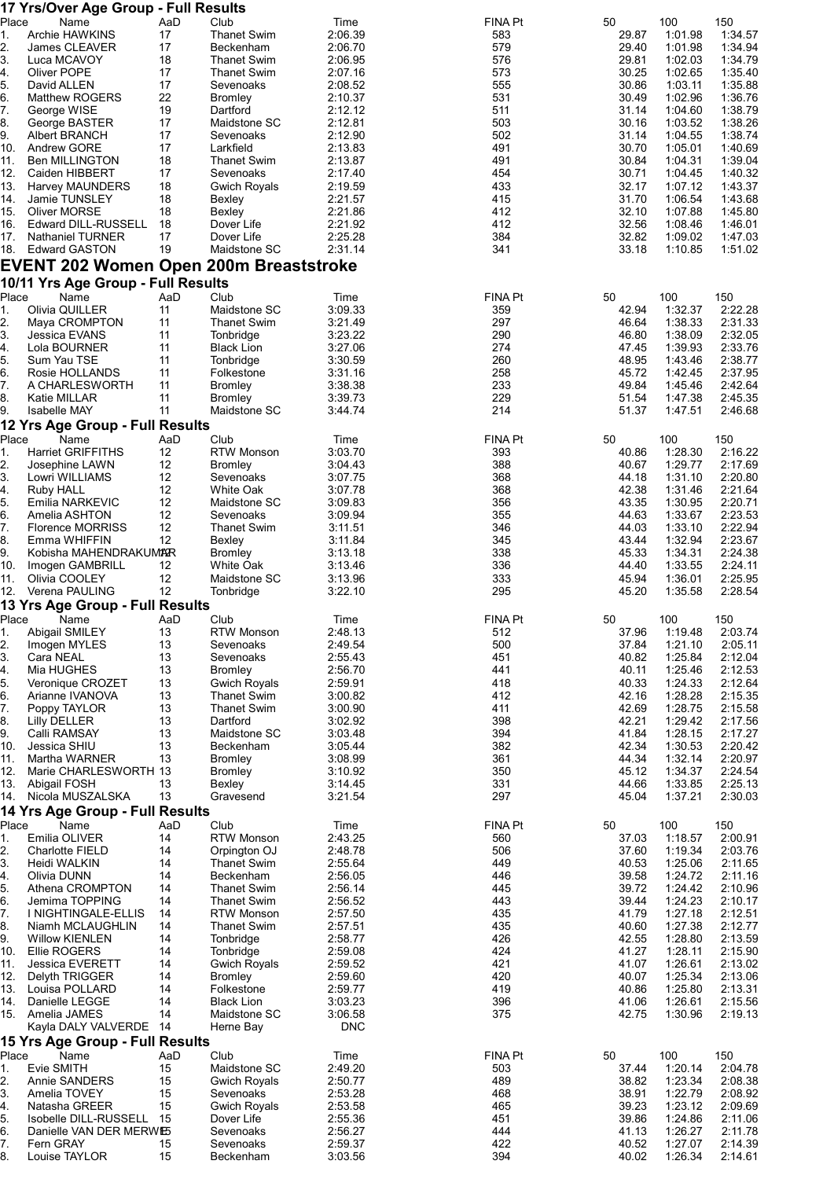## 17 Yrs/Over Age Group - Full Results

| Place | Name | AaD | Club | Time | FINA Pt | 50 | 100 | 150 |
|---|---|---|---|---|---|---|---|---|
| 1. | Archie HAWKINS | 17 | Thanet Swim | 2:06.39 | 583 | 29.87 | 1:01.98 | 1:34.57 |
| 2. | James CLEAVER | 17 | Beckenham | 2:06.70 | 579 | 29.40 | 1:01.98 | 1:34.94 |
| 3. | Luca MCAVOY | 18 | Thanet Swim | 2:06.95 | 576 | 29.81 | 1:02.03 | 1:34.79 |
| 4. | Oliver POPE | 17 | Thanet Swim | 2:07.16 | 573 | 30.25 | 1:02.65 | 1:35.40 |
| 5. | David ALLEN | 17 | Sevenoaks | 2:08.52 | 555 | 30.86 | 1:03.11 | 1:35.88 |
| 6. | Matthew ROGERS | 22 | Bromley | 2:10.37 | 531 | 30.49 | 1:02.96 | 1:36.76 |
| 7. | George WISE | 19 | Dartford | 2:12.12 | 511 | 31.14 | 1:04.60 | 1:38.79 |
| 8. | George BASTER | 17 | Maidstone SC | 2:12.81 | 503 | 30.16 | 1:03.52 | 1:38.26 |
| 9. | Albert BRANCH | 17 | Sevenoaks | 2:12.90 | 502 | 31.14 | 1:04.55 | 1:38.74 |
| 10. | Andrew GORE | 17 | Larkfield | 2:13.83 | 491 | 30.70 | 1:05.01 | 1:40.69 |
| 11. | Ben MILLINGTON | 18 | Thanet Swim | 2:13.87 | 491 | 30.84 | 1:04.31 | 1:39.04 |
| 12. | Caiden HIBBERT | 17 | Sevenoaks | 2:17.40 | 454 | 30.71 | 1:04.45 | 1:40.32 |
| 13. | Harvey MAUNDERS | 18 | Gwich Royals | 2:19.59 | 433 | 32.17 | 1:07.12 | 1:43.37 |
| 14. | Jamie TUNSLEY | 18 | Bexley | 2:21.57 | 415 | 31.70 | 1:06.54 | 1:43.68 |
| 15. | Oliver MORSE | 18 | Bexley | 2:21.86 | 412 | 32.10 | 1:07.88 | 1:45.80 |
| 16. | Edward DILL-RUSSELL | 18 | Dover Life | 2:21.92 | 412 | 32.56 | 1:08.46 | 1:46.01 |
| 17. | Nathaniel TURNER | 17 | Dover Life | 2:25.28 | 384 | 32.82 | 1:09.02 | 1:47.03 |
| 18. | Edward GASTON | 19 | Maidstone SC | 2:31.14 | 341 | 33.18 | 1:10.85 | 1:51.02 |

# EVENT 202 Women Open 200m Breaststroke

## 10/11 Yrs Age Group - Full Results

| Place | Name | AaD | Club | Time | FINA Pt | 50 | 100 | 150 |
|---|---|---|---|---|---|---|---|---|
| 1. | Olivia QUILLER | 11 | Maidstone SC | 3:09.33 | 359 | 42.94 | 1:32.37 | 2:22.28 |
| 2. | Maya CROMPTON | 11 | Thanet Swim | 3:21.49 | 297 | 46.64 | 1:38.33 | 2:31.33 |
| 3. | Jessica EVANS | 11 | Tonbridge | 3:23.22 | 290 | 46.80 | 1:38.09 | 2:32.05 |
| 4. | Lola BOURNER | 11 | Black Lion | 3:27.06 | 274 | 47.45 | 1:39.93 | 2:33.76 |
| 5. | Sum Yau TSE | 11 | Tonbridge | 3:30.59 | 260 | 48.95 | 1:43.46 | 2:38.77 |
| 6. | Rosie HOLLANDS | 11 | Folkestone | 3:31.16 | 258 | 45.72 | 1:42.45 | 2:37.95 |
| 7. | A CHARLESWORTH | 11 | Bromley | 3:38.38 | 233 | 49.84 | 1:45.46 | 2:42.64 |
| 8. | Katie MILLAR | 11 | Bromley | 3:39.73 | 229 | 51.54 | 1:47.38 | 2:45.35 |
| 9. | Isabelle MAY | 11 | Maidstone SC | 3:44.74 | 214 | 51.37 | 1:47.51 | 2:46.68 |

## 12 Yrs Age Group - Full Results

| Place | Name | AaD | Club | Time | FINA Pt | 50 | 100 | 150 |
|---|---|---|---|---|---|---|---|---|
| 1. | Harriet GRIFFITHS | 12 | RTW Monson | 3:03.70 | 393 | 40.86 | 1:28.30 | 2:16.22 |
| 2. | Josephine LAWN | 12 | Bromley | 3:04.43 | 388 | 40.67 | 1:29.77 | 2:17.69 |
| 3. | Lowri WILLIAMS | 12 | Sevenoaks | 3:07.75 | 368 | 44.18 | 1:31.10 | 2:20.80 |
| 4. | Ruby HALL | 12 | White Oak | 3:07.78 | 368 | 42.38 | 1:31.46 | 2:21.64 |
| 5. | Emilia NARKEVIC | 12 | Maidstone SC | 3:09.83 | 356 | 43.35 | 1:30.95 | 2:20.71 |
| 6. | Amelia ASHTON | 12 | Sevenoaks | 3:09.94 | 355 | 44.63 | 1:33.67 | 2:23.53 |
| 7. | Florence MORRISS | 12 | Thanet Swim | 3:11.51 | 346 | 44.03 | 1:33.10 | 2:22.94 |
| 8. | Emma WHIFFIN | 12 | Bexley | 3:11.84 | 345 | 43.44 | 1:32.94 | 2:23.67 |
| 9. | Kobisha MAHENDRAKUMAR | 12 | Bromley | 3:13.18 | 338 | 45.33 | 1:34.31 | 2:24.38 |
| 10. | Imogen GAMBRILL | 12 | White Oak | 3:13.46 | 336 | 44.40 | 1:33.55 | 2:24.11 |
| 11. | Olivia COOLEY | 12 | Maidstone SC | 3:13.96 | 333 | 45.94 | 1:36.01 | 2:25.95 |
| 12. | Verena PAULING | 12 | Tonbridge | 3:22.10 | 295 | 45.20 | 1:35.58 | 2:28.54 |

## 13 Yrs Age Group - Full Results

| Place | Name | AaD | Club | Time | FINA Pt | 50 | 100 | 150 |
|---|---|---|---|---|---|---|---|---|
| 1. | Abigail SMILEY | 13 | RTW Monson | 2:48.13 | 512 | 37.96 | 1:19.48 | 2:03.74 |
| 2. | Imogen MYLES | 13 | Sevenoaks | 2:49.54 | 500 | 37.84 | 1:21.10 | 2:05.11 |
| 3. | Cara NEAL | 13 | Sevenoaks | 2:55.43 | 451 | 40.82 | 1:25.84 | 2:12.04 |
| 4. | Mia HUGHES | 13 | Bromley | 2:56.70 | 441 | 40.11 | 1:25.46 | 2:12.53 |
| 5. | Veronique CROZET | 13 | Gwich Royals | 2:59.91 | 418 | 40.33 | 1:24.33 | 2:12.64 |
| 6. | Arianne IVANOVA | 13 | Thanet Swim | 3:00.82 | 412 | 42.16 | 1:28.28 | 2:15.35 |
| 7. | Poppy TAYLOR | 13 | Thanet Swim | 3:00.90 | 411 | 42.69 | 1:28.75 | 2:15.58 |
| 8. | Lilly DELLER | 13 | Dartford | 3:02.92 | 398 | 42.21 | 1:29.42 | 2:17.56 |
| 9. | Calli RAMSAY | 13 | Maidstone SC | 3:03.48 | 394 | 41.84 | 1:28.15 | 2:17.27 |
| 10. | Jessica SHIU | 13 | Beckenham | 3:05.44 | 382 | 42.34 | 1:30.53 | 2:20.42 |
| 11. | Martha WARNER | 13 | Bromley | 3:08.99 | 361 | 44.34 | 1:32.14 | 2:20.97 |
| 12. | Marie CHARLESWORTH | 13 | Bromley | 3:10.92 | 350 | 45.12 | 1:34.37 | 2:24.54 |
| 13. | Abigail FOSH | 13 | Bexley | 3:14.45 | 331 | 44.66 | 1:33.85 | 2:25.13 |
| 14. | Nicola MUSZALSKA | 13 | Gravesend | 3:21.54 | 297 | 45.04 | 1:37.21 | 2:30.03 |

## 14 Yrs Age Group - Full Results

| Place | Name | AaD | Club | Time | FINA Pt | 50 | 100 | 150 |
|---|---|---|---|---|---|---|---|---|
| 1. | Emilia OLIVER | 14 | RTW Monson | 2:43.25 | 560 | 37.03 | 1:18.57 | 2:00.91 |
| 2. | Charlotte FIELD | 14 | Orpington OJ | 2:48.78 | 506 | 37.60 | 1:19.34 | 2:03.76 |
| 3. | Heidi WALKIN | 14 | Thanet Swim | 2:55.64 | 449 | 40.53 | 1:25.06 | 2:11.65 |
| 4. | Olivia DUNN | 14 | Beckenham | 2:56.05 | 446 | 39.58 | 1:24.72 | 2:11.16 |
| 5. | Athena CROMPTON | 14 | Thanet Swim | 2:56.14 | 445 | 39.72 | 1:24.42 | 2:10.96 |
| 6. | Jemima TOPPING | 14 | Thanet Swim | 2:56.52 | 443 | 39.44 | 1:24.23 | 2:10.17 |
| 7. | I NIGHTINGALE-ELLIS | 14 | RTW Monson | 2:57.50 | 435 | 41.79 | 1:27.18 | 2:12.51 |
| 8. | Niamh MCLAUGHLIN | 14 | Thanet Swim | 2:57.51 | 435 | 40.60 | 1:27.38 | 2:12.77 |
| 9. | Willow KIENLEN | 14 | Tonbridge | 2:58.77 | 426 | 42.55 | 1:28.80 | 2:13.59 |
| 10. | Ellie ROGERS | 14 | Tonbridge | 2:59.08 | 424 | 41.27 | 1:28.11 | 2:15.90 |
| 11. | Jessica EVERETT | 14 | Gwich Royals | 2:59.52 | 421 | 41.07 | 1:26.61 | 2:13.02 |
| 12. | Delyth TRIGGER | 14 | Bromley | 2:59.60 | 420 | 40.07 | 1:25.34 | 2:13.06 |
| 13. | Louisa POLLARD | 14 | Folkestone | 2:59.77 | 419 | 40.86 | 1:25.80 | 2:13.31 |
| 14. | Danielle LEGGE | 14 | Black Lion | 3:03.23 | 396 | 41.06 | 1:26.61 | 2:15.56 |
| 15. | Amelia JAMES | 14 | Maidstone SC | 3:06.58 | 375 | 42.75 | 1:30.96 | 2:19.13 |
| | Kayla DALY VALVERDE | 14 | Herne Bay | DNC | | | | |

## 15 Yrs Age Group - Full Results

| Place | Name | AaD | Club | Time | FINA Pt | 50 | 100 | 150 |
|---|---|---|---|---|---|---|---|---|
| 1. | Evie SMITH | 15 | Maidstone SC | 2:49.20 | 503 | 37.44 | 1:20.14 | 2:04.78 |
| 2. | Annie SANDERS | 15 | Gwich Royals | 2:50.77 | 489 | 38.82 | 1:23.34 | 2:08.38 |
| 3. | Amelia TOVEY | 15 | Sevenoaks | 2:53.28 | 468 | 38.91 | 1:22.79 | 2:08.92 |
| 4. | Natasha GREER | 15 | Gwich Royals | 2:53.58 | 465 | 39.23 | 1:23.12 | 2:09.69 |
| 5. | Isobelle DILL-RUSSELL | 15 | Dover Life | 2:55.36 | 451 | 39.86 | 1:24.86 | 2:11.06 |
| 6. | Danielle VAN DER MERWE | 15 | Sevenoaks | 2:56.27 | 444 | 41.13 | 1:26.27 | 2:11.78 |
| 7. | Fern GRAY | 15 | Sevenoaks | 2:59.37 | 422 | 40.52 | 1:27.07 | 2:14.39 |
| 8. | Louise TAYLOR | 15 | Beckenham | 3:03.56 | 394 | 40.02 | 1:26.34 | 2:14.61 |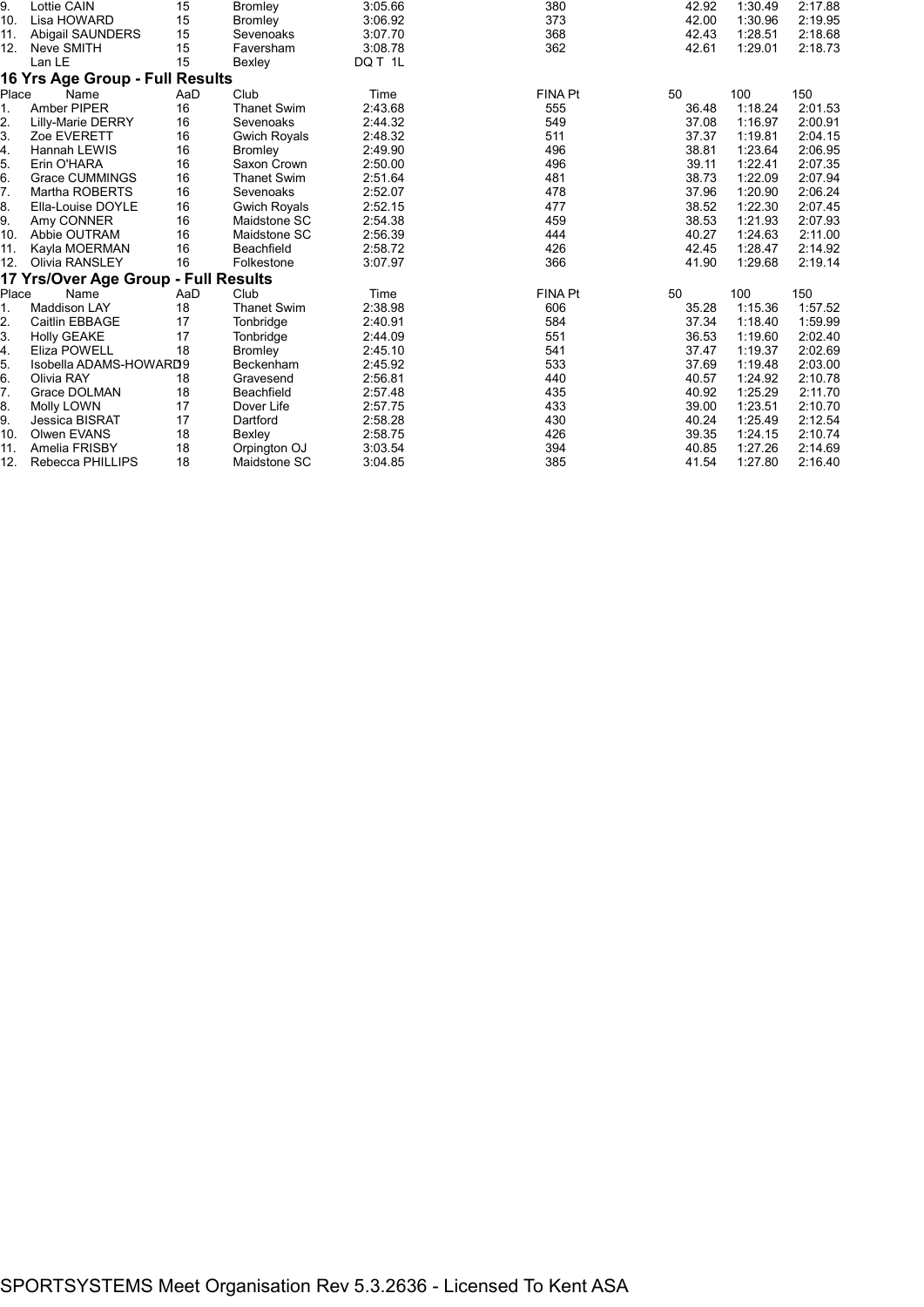| Place | Name | AaD | Club | Time | FINA Pt | 50 | 100 | 150 |
|---|---|---|---|---|---|---|---|---|
| 9. | Lottie CAIN | 15 | Bromley | 3:05.66 | 380 | 42.92 | 1:30.49 | 2:17.88 |
| 10. | Lisa HOWARD | 15 | Bromley | 3:06.92 | 373 | 42.00 | 1:30.96 | 2:19.95 |
| 11. | Abigail SAUNDERS | 15 | Sevenoaks | 3:07.70 | 368 | 42.43 | 1:28.51 | 2:18.68 |
| 12. | Neve SMITH | 15 | Faversham | 3:08.78 | 362 | 42.61 | 1:29.01 | 2:18.73 |
| | Lan LE | 15 | Bexley | DQ T 1L | | | | |

## 16 Yrs Age Group - Full Results

| Place | Name | AaD | Club | Time | FINA Pt | 50 | 100 | 150 |
|---|---|---|---|---|---|---|---|---|
| 1. | Amber PIPER | 16 | Thanet Swim | 2:43.68 | 555 | 36.48 | 1:18.24 | 2:01.53 |
| 2. | Lilly-Marie DERRY | 16 | Sevenoaks | 2:44.32 | 549 | 37.08 | 1:16.97 | 2:00.91 |
| 3. | Zoe EVERETT | 16 | Gwich Royals | 2:48.32 | 511 | 37.37 | 1:19.81 | 2:04.15 |
| 4. | Hannah LEWIS | 16 | Bromley | 2:49.90 | 496 | 38.81 | 1:23.64 | 2:06.95 |
| 5. | Erin O'HARA | 16 | Saxon Crown | 2:50.00 | 496 | 39.11 | 1:22.41 | 2:07.35 |
| 6. | Grace CUMMINGS | 16 | Thanet Swim | 2:51.64 | 481 | 38.73 | 1:22.09 | 2:07.94 |
| 7. | Martha ROBERTS | 16 | Sevenoaks | 2:52.07 | 478 | 37.96 | 1:20.90 | 2:06.24 |
| 8. | Ella-Louise DOYLE | 16 | Gwich Royals | 2:52.15 | 477 | 38.52 | 1:22.30 | 2:07.45 |
| 9. | Amy CONNER | 16 | Maidstone SC | 2:54.38 | 459 | 38.53 | 1:21.93 | 2:07.93 |
| 10. | Abbie OUTRAM | 16 | Maidstone SC | 2:56.39 | 444 | 40.27 | 1:24.63 | 2:11.00 |
| 11. | Kayla MOERMAN | 16 | Beachfield | 2:58.72 | 426 | 42.45 | 1:28.47 | 2:14.92 |
| 12. | Olivia RANSLEY | 16 | Folkestone | 3:07.97 | 366 | 41.90 | 1:29.68 | 2:19.14 |

## 17 Yrs/Over Age Group - Full Results

| Place | Name | AaD | Club | Time | FINA Pt | 50 | 100 | 150 |
|---|---|---|---|---|---|---|---|---|
| 1. | Maddison LAY | 18 | Thanet Swim | 2:38.98 | 606 | 35.28 | 1:15.36 | 1:57.52 |
| 2. | Caitlin EBBAGE | 17 | Tonbridge | 2:40.91 | 584 | 37.34 | 1:18.40 | 1:59.99 |
| 3. | Holly GEAKE | 17 | Tonbridge | 2:44.09 | 551 | 36.53 | 1:19.60 | 2:02.40 |
| 4. | Eliza POWELL | 18 | Bromley | 2:45.10 | 541 | 37.47 | 1:19.37 | 2:02.69 |
| 5. | Isobella ADAMS-HOWARD | 19 | Beckenham | 2:45.92 | 533 | 37.69 | 1:19.48 | 2:03.00 |
| 6. | Olivia RAY | 18 | Gravesend | 2:56.81 | 440 | 40.57 | 1:24.92 | 2:10.78 |
| 7. | Grace DOLMAN | 18 | Beachfield | 2:57.48 | 435 | 40.92 | 1:25.29 | 2:11.70 |
| 8. | Molly LOWN | 17 | Dover Life | 2:57.75 | 433 | 39.00 | 1:23.51 | 2:10.70 |
| 9. | Jessica BISRAT | 17 | Dartford | 2:58.28 | 430 | 40.24 | 1:25.49 | 2:12.54 |
| 10. | Olwen EVANS | 18 | Bexley | 2:58.75 | 426 | 39.35 | 1:24.15 | 2:10.74 |
| 11. | Amelia FRISBY | 18 | Orpington OJ | 3:03.54 | 394 | 40.85 | 1:27.26 | 2:14.69 |
| 12. | Rebecca PHILLIPS | 18 | Maidstone SC | 3:04.85 | 385 | 41.54 | 1:27.80 | 2:16.40 |